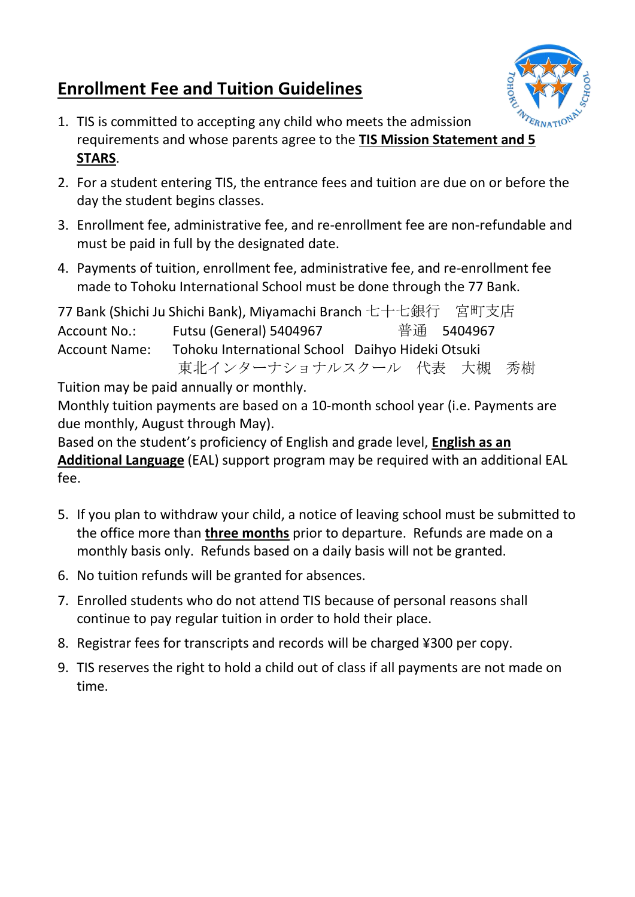# **Enrollment Fee and Tuition Guidelines**

1. TIS is committed to accepting any child who meets the admission requirements and whose parents agree to the **TIS Mission Statement and 5 STARS**.
2. For a student entering TIS, the entrance fees and tuition are due on or before the day the student begins classes.
3. Enrollment fee, administrative fee, and re-enrollment fee are non-refundable and must be paid in full by the designated date.
4. Payments of tuition, enrollment fee, administrative fee, and re-enrollment fee made to Tohoku International School must be done through the 77 Bank.

77 Bank (Shichi Ju Shichi Bank), Miyamachi Branch 七十七銀行　宮町支店
Account No.: Futsu (General) 5404967 普通　5404967
Account Name: Tohoku International School Daihyo Hideki Otsuki
東北インターナショナルスクール　代表　大槻　秀樹

Tuition may be paid annually or monthly.
Monthly tuition payments are based on a 10-month school year (i.e. Payments are due monthly, August through May).
Based on the student's proficiency of English and grade level, **English as an Additional Language** (EAL) support program may be required with an additional EAL fee.

5. If you plan to withdraw your child, a notice of leaving school must be submitted to the office more than **three months** prior to departure. Refunds are made on a monthly basis only. Refunds based on a daily basis will not be granted.
6. No tuition refunds will be granted for absences.
7. Enrolled students who do not attend TIS because of personal reasons shall continue to pay regular tuition in order to hold their place.
8. Registrar fees for transcripts and records will be charged ¥300 per copy.
9. TIS reserves the right to hold a child out of class if all payments are not made on time.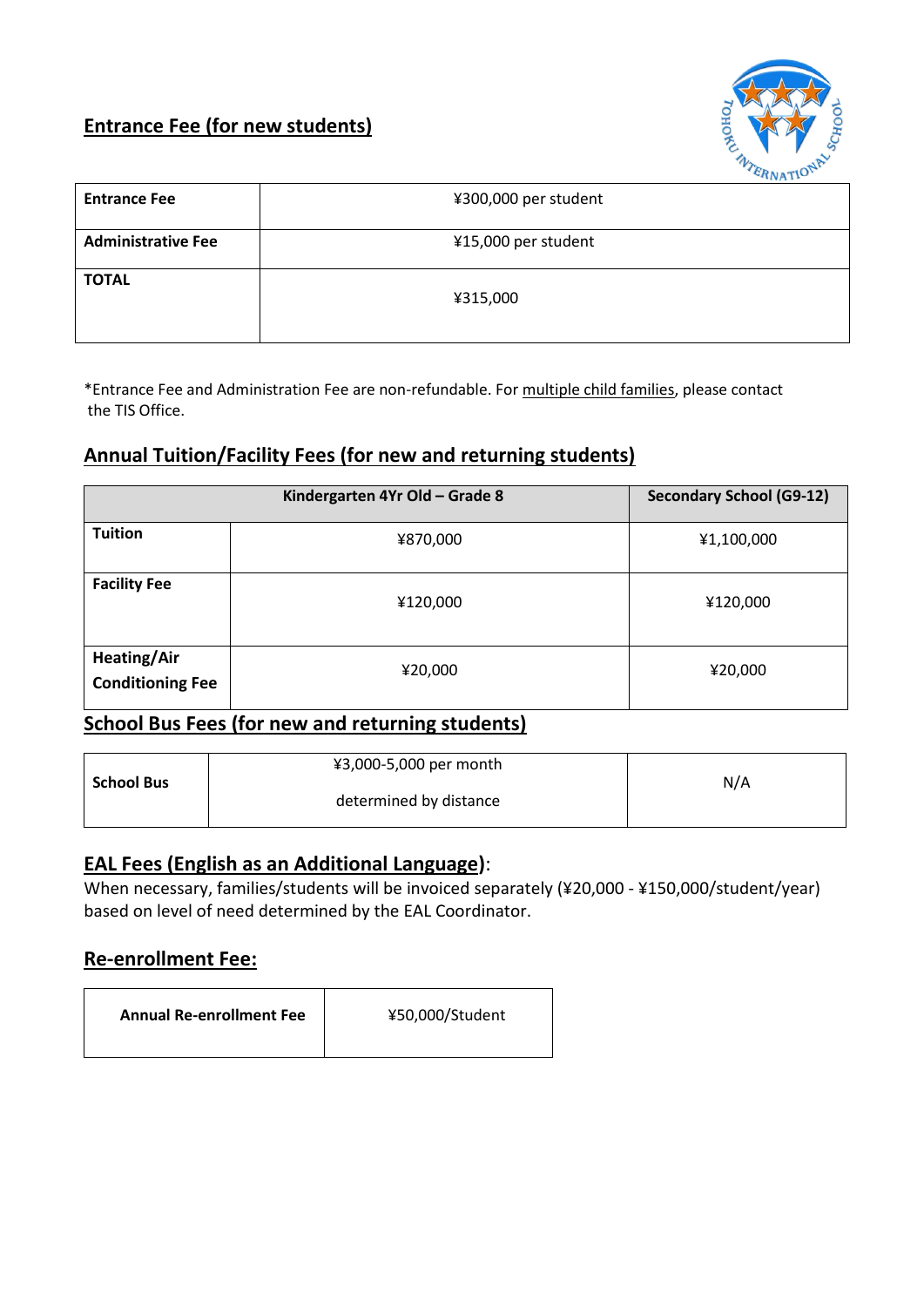## Entrance Fee (for new students)

| | |
|---|---|
| **Entrance Fee** | ¥300,000 per student |
| **Administrative Fee** | ¥15,000 per student |
| **TOTAL** | ¥315,000 |

*Entrance Fee and Administration Fee are non-refundable. For multiple child families, please contact the TIS Office.

## Annual Tuition/Facility Fees (for new and returning students)

| | Kindergarten 4Yr Old – Grade 8 | Secondary School (G9-12) |
|---|---|---|
| **Tuition** | ¥870,000 | ¥1,100,000 |
| **Facility Fee** | ¥120,000 | ¥120,000 |
| **Heating/Air Conditioning Fee** | ¥20,000 | ¥20,000 |

## School Bus Fees (for new and returning students)

| | | |
|---|---|---|
| **School Bus** | ¥3,000-5,000 per month determined by distance | N/A |

## EAL Fees (English as an Additional Language):

When necessary, families/students will be invoiced separately (¥20,000 - ¥150,000/student/year) based on level of need determined by the EAL Coordinator.

## Re-enrollment Fee:

| | |
|---|---|
| **Annual Re-enrollment Fee** | ¥50,000/Student |